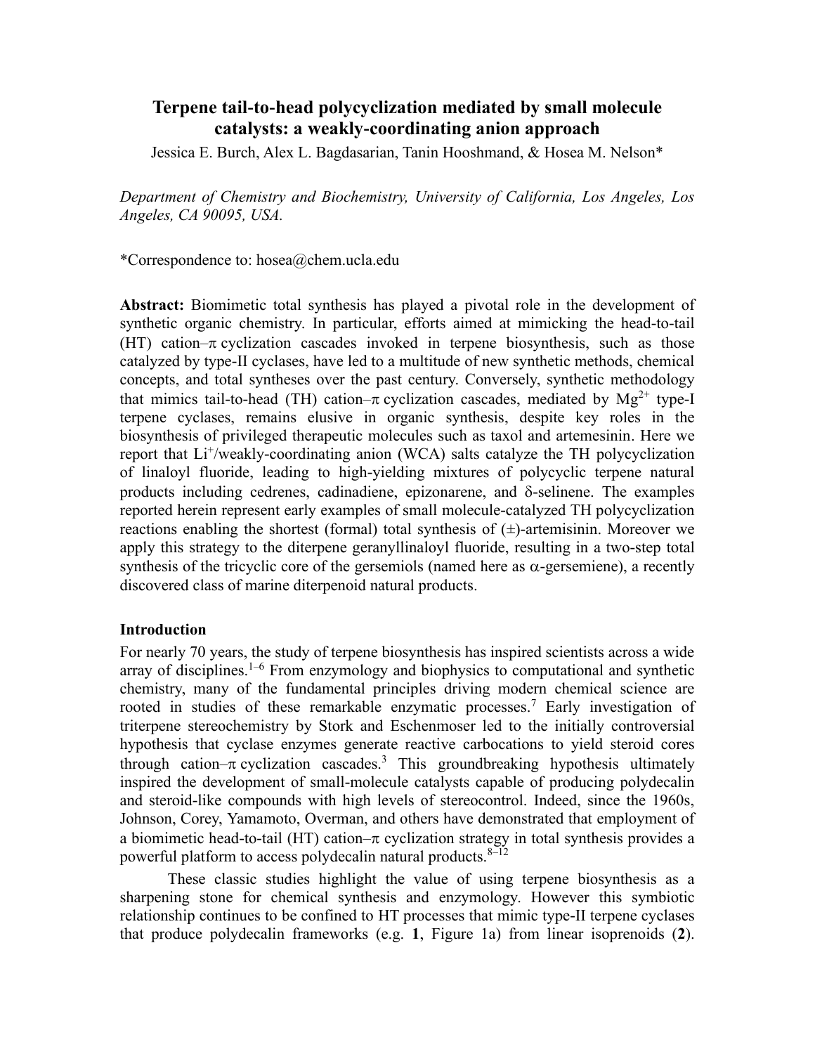# Terpene tail-to-head polycyclization mediated by small molecule catalysts: a weakly-coordinating anion approach

Jessica E. Burch, Alex L. Bagdasarian, Tanin Hooshmand, & Hosea M. Nelson*

*Department of Chemistry and Biochemistry, University of California, Los Angeles, Los Angeles, CA 90095, USA.*

*Correspondence to: hosea@chem.ucla.edu

**Abstract:** Biomimetic total synthesis has played a pivotal role in the development of synthetic organic chemistry. In particular, efforts aimed at mimicking the head-to-tail (HT) cation–π cyclization cascades invoked in terpene biosynthesis, such as those catalyzed by type-II cyclases, have led to a multitude of new synthetic methods, chemical concepts, and total syntheses over the past century. Conversely, synthetic methodology that mimics tail-to-head (TH) cation–π cyclization cascades, mediated by $Mg^{2+}$ type-I terpene cyclases, remains elusive in organic synthesis, despite key roles in the biosynthesis of privileged therapeutic molecules such as taxol and artemesinin. Here we report that $Li^{+}$/weakly-coordinating anion (WCA) salts catalyze the TH polycyclization of linaloyl fluoride, leading to high-yielding mixtures of polycyclic terpene natural products including cedrenes, cadinadiene, epizonarene, and δ-selinene. The examples reported herein represent early examples of small molecule-catalyzed TH polycyclization reactions enabling the shortest (formal) total synthesis of (±)-artemisinin. Moreover we apply this strategy to the diterpene geranyllinaloyl fluoride, resulting in a two-step total synthesis of the tricyclic core of the gersemiols (named here as α-gersemiene), a recently discovered class of marine diterpenoid natural products.

## Introduction

For nearly 70 years, the study of terpene biosynthesis has inspired scientists across a wide array of disciplines.[1–6] From enzymology and biophysics to computational and synthetic chemistry, many of the fundamental principles driving modern chemical science are rooted in studies of these remarkable enzymatic processes.[7] Early investigation of triterpene stereochemistry by Stork and Eschenmoser led to the initially controversial hypothesis that cyclase enzymes generate reactive carbocations to yield steroid cores through cation–π cyclization cascades.[3] This groundbreaking hypothesis ultimately inspired the development of small-molecule catalysts capable of producing polydecalin and steroid-like compounds with high levels of stereocontrol. Indeed, since the 1960s, Johnson, Corey, Yamamoto, Overman, and others have demonstrated that employment of a biomimetic head-to-tail (HT) cation–π cyclization strategy in total synthesis provides a powerful platform to access polydecalin natural products.[8–12]

These classic studies highlight the value of using terpene biosynthesis as a sharpening stone for chemical synthesis and enzymology. However this symbiotic relationship continues to be confined to HT processes that mimic type-II terpene cyclases that produce polydecalin frameworks (e.g. **1**, Figure 1a) from linear isoprenoids (**2**).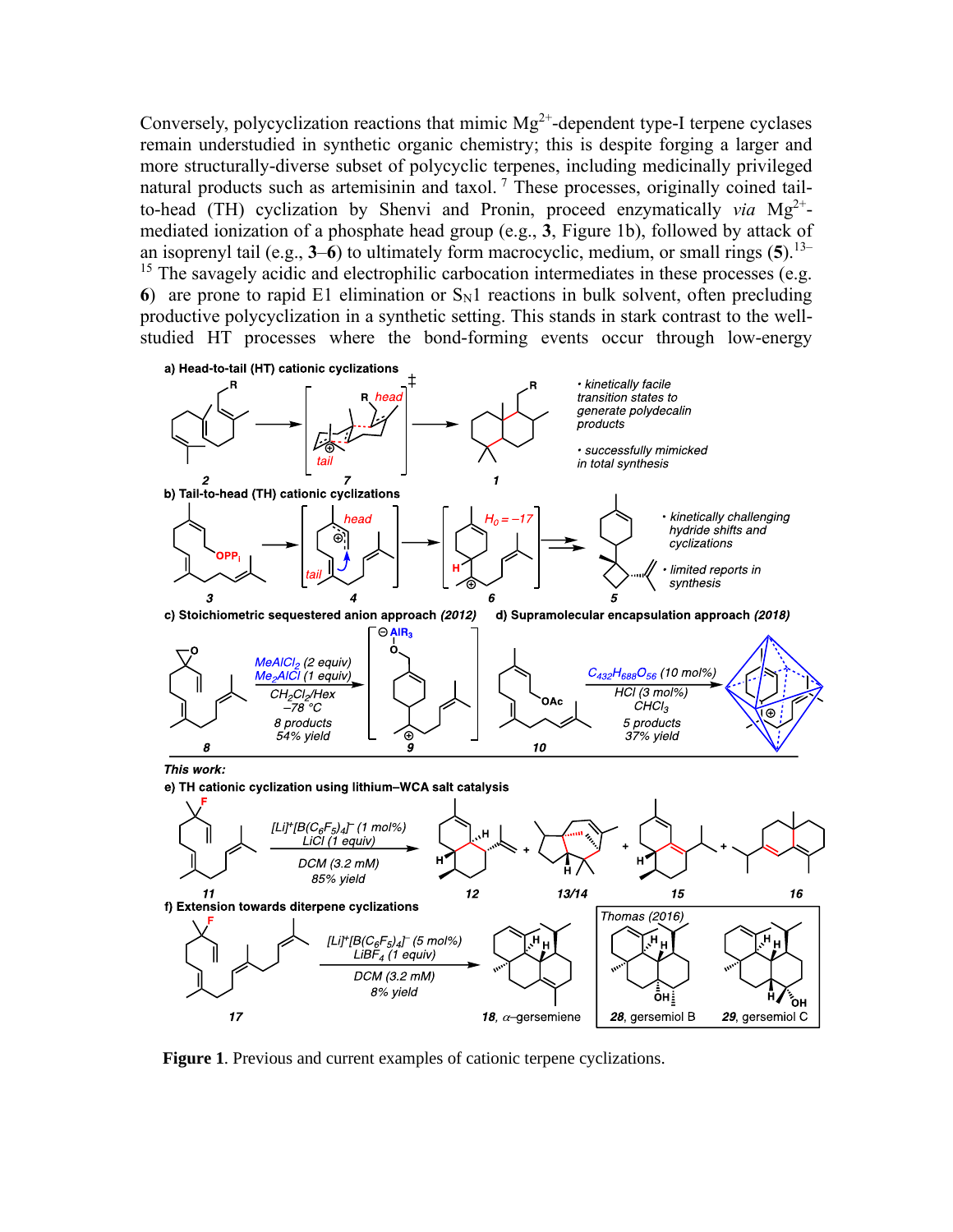Conversely, polycyclization reactions that mimic $Mg^{2+}$-dependent type-I terpene cyclases remain understudied in synthetic organic chemistry; this is despite forging a larger and more structurally-diverse subset of polycyclic terpenes, including medicinally privileged natural products such as artemisinin and taxol. [7] These processes, originally coined tail-to-head (TH) cyclization by Shenvi and Pronin, proceed enzymatically *via* $Mg^{2+}$-mediated ionization of a phosphate head group (e.g., **3**, Figure 1b), followed by attack of an isoprenyl tail (e.g., **3**–**6**) to ultimately form macrocyclic, medium, or small rings (**5**).[13–15] The savagely acidic and electrophilic carbocation intermediates in these processes (e.g. **6**) are prone to rapid E1 elimination or $S_N1$ reactions in bulk solvent, often precluding productive polycyclization in a synthetic setting. This stands in stark contrast to the well-studied HT processes where the bond-forming events occur through low-energy

a) Head-to-tail (HT) cationic cyclizations

R

R head

‡

tail

R

• kinetically facile transition states to generate polydecalin products

• successfully mimicked in total synthesis

2 7 1

b) Tail-to-head (TH) cationic cyclizations

OPP$_i$

head

tail

$H_0 = -17$

H

• kinetically challenging hydride shifts and cyclizations

• limited reports in synthesis

3 4 6 5

c) Stoichiometric sequestered anion approach *(2012)*

MeAlCl$_2$ (2 equiv)
Me$_2$AlCl (1 equiv)
CH$_2$Cl$_2$/Hex
–78 °C
8 products
54% yield

AlR$_3$

8 9

d) Supramolecular encapsulation approach *(2018)*

OAc

C$_{432}$H$_{688}$O$_{56}$ (10 mol%)
HCl (3 mol%)
CHCl$_3$
5 products
37% yield

10

This work:

e) TH cationic cyclization using lithium–WCA salt catalysis

F

[Li]$^+$[B(C$_6$F$_5$)$_4$]$^-$ (1 mol%)
LiCl (1 equiv)
DCM (3.2 mM)
85% yield

11 12 13/14 15 16

f) Extension towards diterpene cyclizations

F

[Li]$^+$[B(C$_6$F$_5$)$_4$]$^-$ (5 mol%)
LiBF$_4$ (1 equiv)
DCM (3.2 mM)
8% yield

Thomas (2016)

17 **18**, $\alpha$–gersemiene **28**, gersemiol B **29**, gersemiol C

**Figure 1**. Previous and current examples of cationic terpene cyclizations.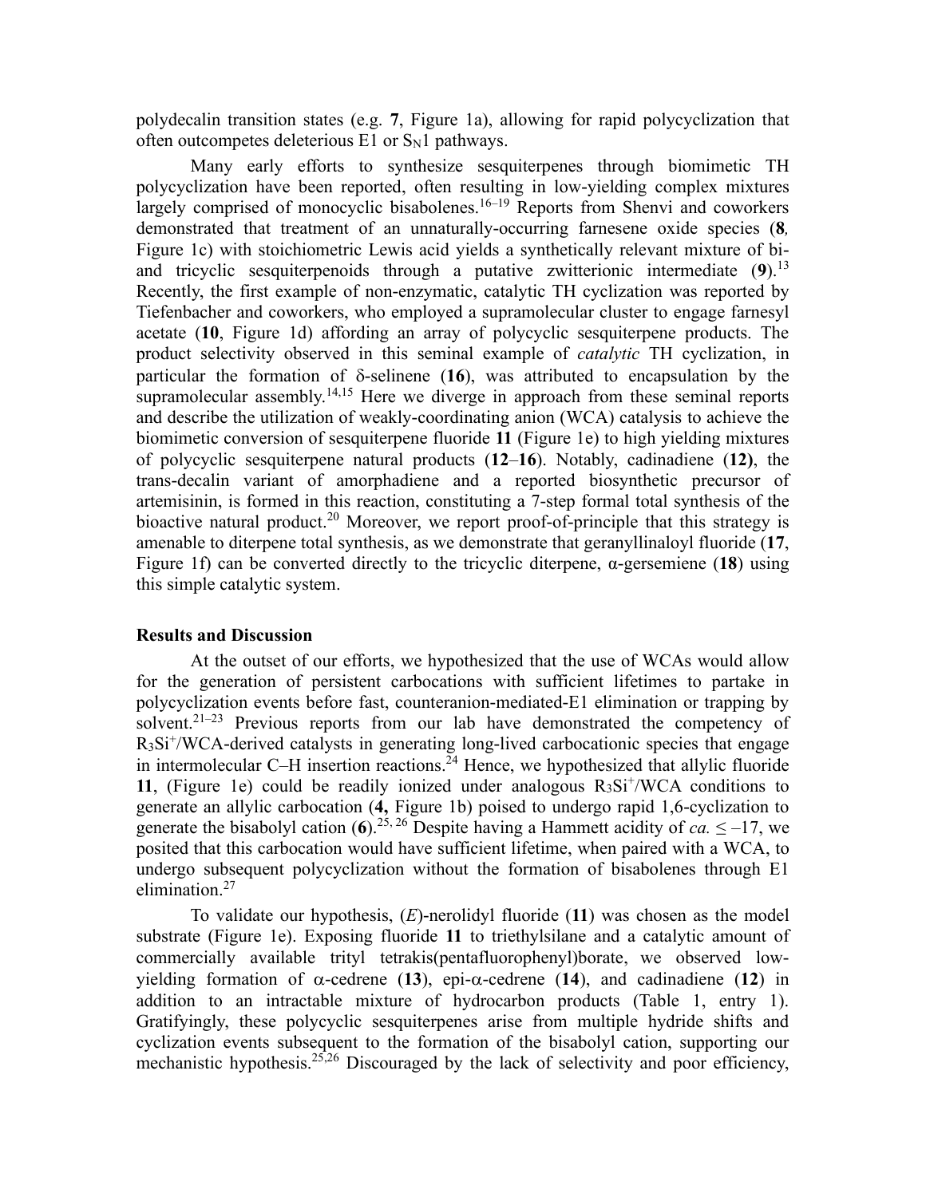polydecalin transition states (e.g. **7**, Figure 1a), allowing for rapid polycyclization that often outcompetes deleterious E1 or $S_N1$ pathways.

Many early efforts to synthesize sesquiterpenes through biomimetic TH polycyclization have been reported, often resulting in low-yielding complex mixtures largely comprised of monocyclic bisabolenes.[16–19] Reports from Shenvi and coworkers demonstrated that treatment of an unnaturally-occurring farnesene oxide species (**8**, Figure 1c) with stoichiometric Lewis acid yields a synthetically relevant mixture of bi- and tricyclic sesquiterpenoids through a putative zwitterionic intermediate (**9**).[13] Recently, the first example of non-enzymatic, catalytic TH cyclization was reported by Tiefenbacher and coworkers, who employed a supramolecular cluster to engage farnesyl acetate (**10**, Figure 1d) affording an array of polycyclic sesquiterpene products. The product selectivity observed in this seminal example of *catalytic* TH cyclization, in particular the formation of δ-selinene (**16**), was attributed to encapsulation by the supramolecular assembly.[14,15] Here we diverge in approach from these seminal reports and describe the utilization of weakly-coordinating anion (WCA) catalysis to achieve the biomimetic conversion of sesquiterpene fluoride **11** (Figure 1e) to high yielding mixtures of polycyclic sesquiterpene natural products (**12**–**16**). Notably, cadinadiene (**12**), the trans-decalin variant of amorphadiene and a reported biosynthetic precursor of artemisinin, is formed in this reaction, constituting a 7-step formal total synthesis of the bioactive natural product.[20] Moreover, we report proof-of-principle that this strategy is amenable to diterpene total synthesis, as we demonstrate that geranyllinaloyl fluoride (**17**, Figure 1f) can be converted directly to the tricyclic diterpene, α-gersemiene (**18**) using this simple catalytic system.

### Results and Discussion

At the outset of our efforts, we hypothesized that the use of WCAs would allow for the generation of persistent carbocations with sufficient lifetimes to partake in polycyclization events before fast, counteranion-mediated-E1 elimination or trapping by solvent.[21–23] Previous reports from our lab have demonstrated the competency of $R_3Si^+$/WCA-derived catalysts in generating long-lived carbocationic species that engage in intermolecular C–H insertion reactions.[24] Hence, we hypothesized that allylic fluoride **11**, (Figure 1e) could be readily ionized under analogous $R_3Si^+$/WCA conditions to generate an allylic carbocation (**4,** Figure 1b) poised to undergo rapid 1,6-cyclization to generate the bisabolyl cation (**6**).[25,26] Despite having a Hammett acidity of *ca.* $\leq -17$, we posited that this carbocation would have sufficient lifetime, when paired with a WCA, to undergo subsequent polycyclization without the formation of bisabolenes through E1 elimination.[27]

To validate our hypothesis, (*E*)-nerolidyl fluoride (**11**) was chosen as the model substrate (Figure 1e). Exposing fluoride **11** to triethylsilane and a catalytic amount of commercially available trityl tetrakis(pentafluorophenyl)borate, we observed low-yielding formation of α-cedrene (**13**), epi-α-cedrene (**14**), and cadinadiene (**12**) in addition to an intractable mixture of hydrocarbon products (Table 1, entry 1). Gratifyingly, these polycyclic sesquiterpenes arise from multiple hydride shifts and cyclization events subsequent to the formation of the bisabolyl cation, supporting our mechanistic hypothesis.[25,26] Discouraged by the lack of selectivity and poor efficiency,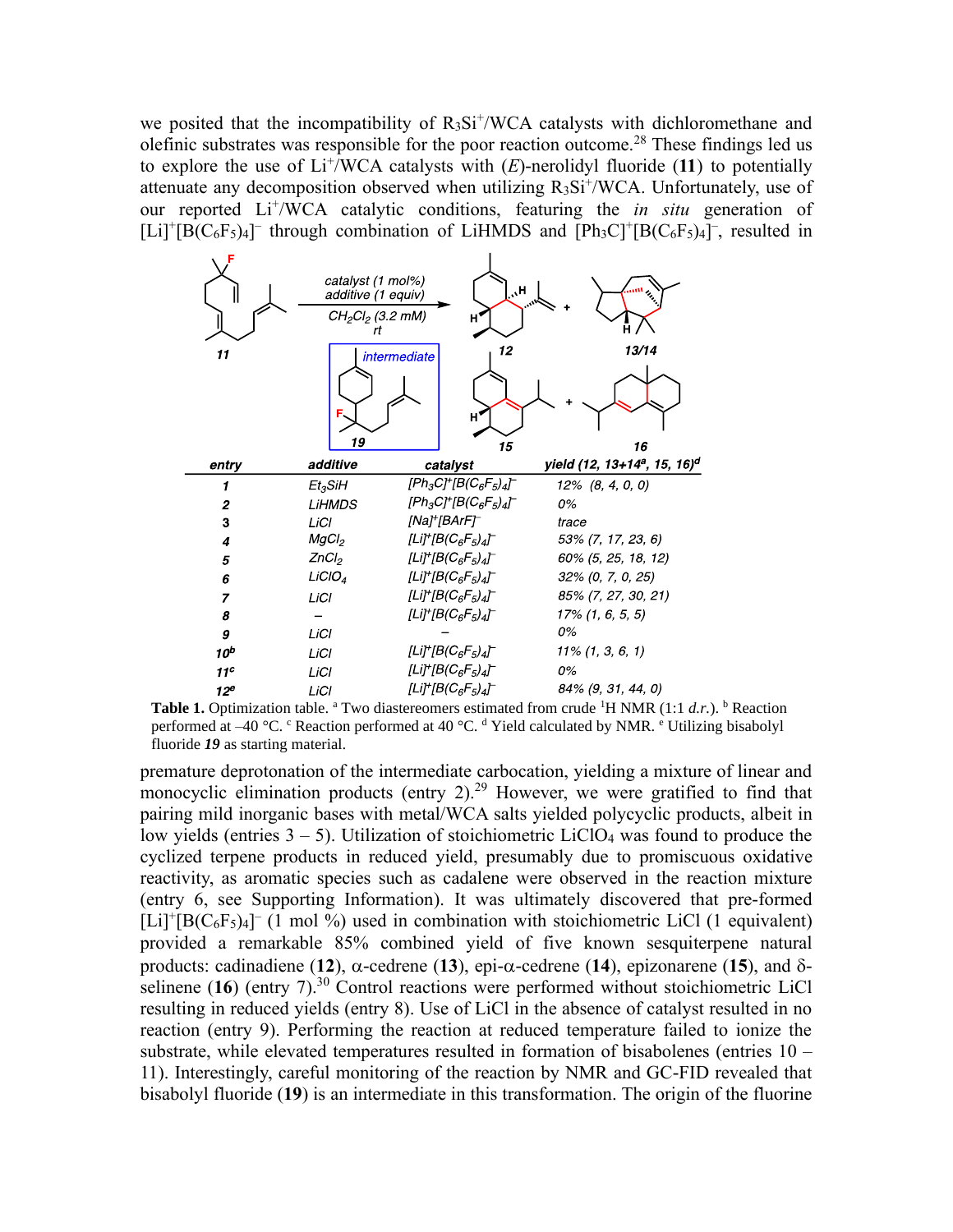we posited that the incompatibility of $R_3Si^+$/WCA catalysts with dichloromethane and olefinic substrates was responsible for the poor reaction outcome.[28] These findings led us to explore the use of $Li^+$/WCA catalysts with (*E*)-nerolidyl fluoride (**11**) to potentially attenuate any decomposition observed when utilizing $R_3Si^+$/WCA. Unfortunately, use of our reported $Li^+$/WCA catalytic conditions, featuring the *in situu* generation of $[Li]^+[B(C_6F_5)_4]^-$ through combination of LiHMDS and $[Ph_3C]^+[B(C_6F_5)_4]^-$, resulted in

catalyst (1 mol%)
additive (1 equiv)
$CH_2Cl_2$ (3.2 mM)
rt

11

intermediate

19

12

13/14

15

16

| entry | additive | catalyst | yield (12, 13+14[a], 15, 16)[d] |
|---|---|---|---|
| 1 | $Et_3SiH$ | $[Ph_3C]^+[B(C_6F_5)_4]^-$ | 12% (8, 4, 0, 0) |
| 2 | LiHMDS | $[Ph_3C]^+[B(C_6F_5)_4]^-$ | 0% |
| 3 | LiCl | $[Na]^+[BArF]^-$ | trace |
| 4 | $MgCl_2$ | $[Li]^+[B(C_6F_5)_4]^-$ | 53% (7, 17, 23, 6) |
| 5 | $ZnCl_2$ | $[Li]^+[B(C_6F_5)_4]^-$ | 60% (5, 25, 18, 12) |
| 6 | $LiClO_4$ | $[Li]^+[B(C_6F_5)_4]^-$ | 32% (0, 7, 0, 25) |
| 7 | LiCl | $[Li]^+[B(C_6F_5)_4]^-$ | 85% (7, 27, 30, 21) |
| 8 | – | $[Li]^+[B(C_6F_5)_4]^-$ | 17% (1, 6, 5, 5) |
| 9 | LiCl | – | 0% |
| 10[b] | LiCl | $[Li]^+[B(C_6F_5)_4]^-$ | 11% (1, 3, 6, 1) |
| 11[c] | LiCl | $[Li]^+[B(C_6F_5)_4]^-$ | 0% |
| 12[e] | LiCl | $[Li]^+[B(C_6F_5)_4]^-$ | 84% (9, 31, 44, 0) |

**Table 1.** Optimization table. [a] Two diastereomers estimated from crude $^1H$ NMR (1:1 *d.r.*). [b] Reaction performed at –40 °C. [c] Reaction performed at 40 °C. [d] Yield calculated by NMR. [e] Utilizing bisabolyl fluoride ***19*** as starting material.

premature deprotonation of the intermediate carbocation, yielding a mixture of linear and monocyclic elimination products (entry 2).[29] However, we were gratified to find that pairing mild inorganic bases with metal/WCA salts yielded polycyclic products, albeit in low yields (entries 3 – 5). Utilization of stoichiometric $LiClO_4$ was found to produce the cyclized terpene products in reduced yield, presumably due to promiscuous oxidative reactivity, as aromatic species such as cadalene were observed in the reaction mixture (entry 6, see Supporting Information). It was ultimately discovered that pre-formed $[Li]^+[B(C_6F_5)_4]^-$ (1 mol %) used in combination with stoichiometric LiCl (1 equivalent) provided a remarkable 85% combined yield of five known sesquiterpene natural products: cadinadiene (**12**), α-cedrene (**13**), epi-α-cedrene (**14**), epizonarene (**15**), and δ-selinene (**16**) (entry 7).[30] Control reactions were performed without stoichiometric LiCl resulting in reduced yields (entry 8). Use of LiCl in the absence of catalyst resulted in no reaction (entry 9). Performing the reaction at reduced temperature failed to ionize the substrate, while elevated temperatures resulted in formation of bisabolenes (entries 10 – 11). Interestingly, careful monitoring of the reaction by NMR and GC-FID revealed that bisabolyl fluoride (**19**) is an intermediate in this transformation. The origin of the fluorine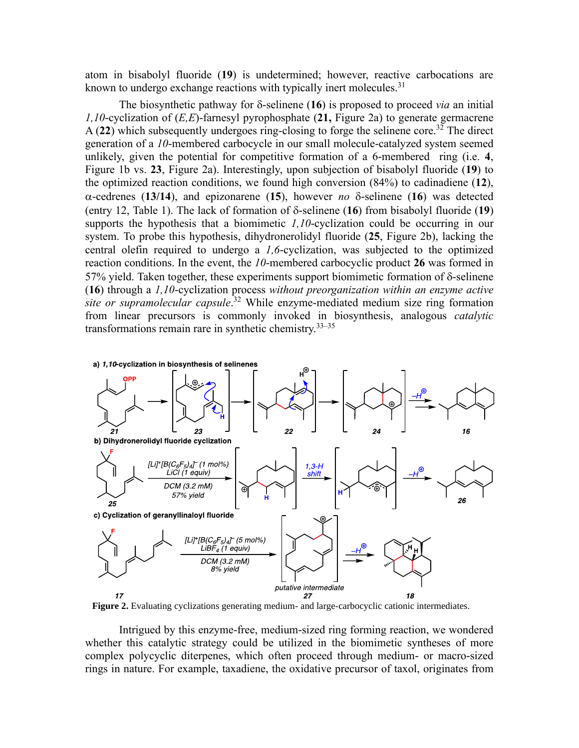atom in bisabolyl fluoride (**19**) is undetermined; however, reactive carbocations are known to undergo exchange reactions with typically inert molecules.[31]

The biosynthetic pathway for δ-selinene (**16**) is proposed to proceed *via* an initial *1,10*-cyclization of (*E,E*)-farnesyl pyrophosphate (**21,** Figure 2a) to generate germacrene A (**22**) which subsequently undergoes ring-closing to forge the selinene core.[32] The direct generation of a *10*-membered carbocycle in our small molecule-catalyzed system seemed unlikely, given the potential for competitive formation of a 6-membered ring (i.e. **4**, Figure 1b vs. **23**, Figure 2a). Interestingly, upon subjection of bisabolyl fluoride (**19**) to the optimized reaction conditions, we found high conversion (84%) to cadinadiene (**12**), α-cedrenes (**13**/**14**), and epizonarene (**15**), however *no* δ-selinene (**16**) was detected (entry 12, Table 1). The lack of formation of δ-selinene (**16**) from bisabolyl fluoride (**19**) supports the hypothesis that a biomimetic *1,10*-cyclization could be occurring in our system. To probe this hypothesis, dihydronerolidyl fluoride (**25**, Figure 2b), lacking the central olefin required to undergo a *1,6*-cyclization, was subjected to the optimized reaction conditions. In the event, the *10*-membered carbocyclic product **26** was formed in 57% yield. Taken together, these experiments support biomimetic formation of δ-selinene (**16**) through a *1,10*-cyclization process *without preorganization within an enzyme active site or supramolecular capsule*.[32] While enzyme-mediated medium size ring formation from linear precursors is commonly invoked in biosynthesis, analogous *catalytic* transformations remain rare in synthetic chemistry.[33–35]

**a) *1,10*-cyclization in biosynthesis of selinenes**

OPP

21 → [23] → [22] → [24] → $-H^{\oplus}$ → 16

**b) Dihydronerolidyl fluoride cyclization**

25 → $[Li]^{+}[B(C_6F_5)_4]^{-}$ (1 mol%), LiCl (1 equiv), DCM (3.2 mM), 57% yield → [ ] → 1,3-H shift → [ ] → $-H^{\oplus}$ → 26

**c) Cyclization of geranyllinaloyl fluoride**

17 → $[Li]^{+}[B(C_6F_5)_4]^{-}$ (5 mol%), $LiBF_4$ (1 equiv), DCM (3.2 mM), 8% yield → [putative intermediate 27] → $-H^{\oplus}$ → 18

**Figure 2.** Evaluating cyclizations generating medium- and large-carbocyclic cationic intermediates.

Intrigued by this enzyme-free, medium-sized ring forming reaction, we wondered whether this catalytic strategy could be utilized in the biomimetic syntheses of more complex polycyclic diterpenes, which often proceed through medium- or macro-sized rings in nature. For example, taxadiene, the oxidative precursor of taxol, originates from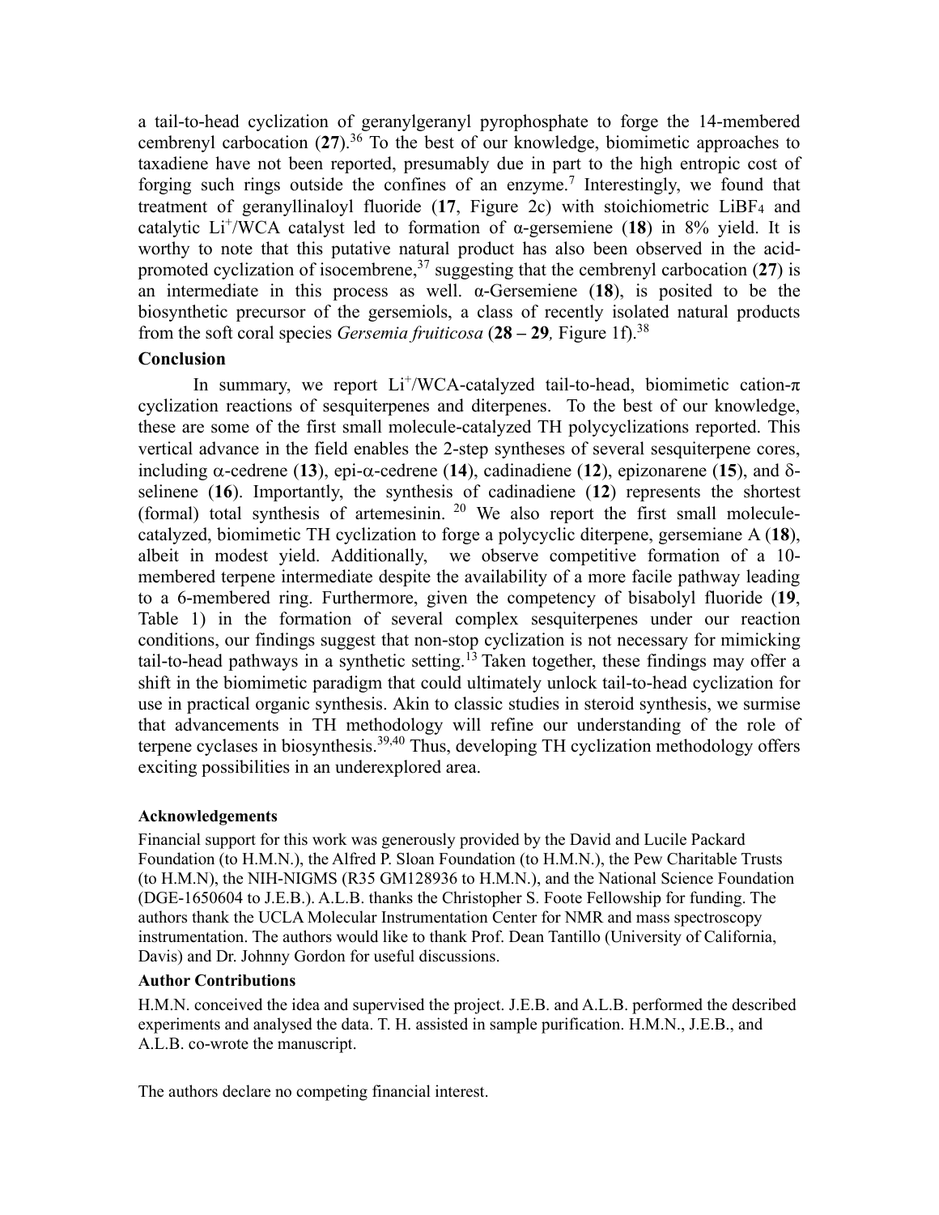a tail-to-head cyclization of geranylgeranyl pyrophosphate to forge the 14-membered cembrenyl carbocation (**27**).[36] To the best of our knowledge, biomimetic approaches to taxadiene have not been reported, presumably due in part to the high entropic cost of forging such rings outside the confines of an enzyme.[7] Interestingly, we found that treatment of geranyllinaloyl fluoride (**17**, Figure 2c) with stoichiometric $LiBF_4$ and catalytic $Li^+$/WCA catalyst led to formation of α-gersemiene (**18**) in 8% yield. It is worthy to note that this putative natural product has also been observed in the acid-promoted cyclization of isocembrene,[37] suggesting that the cembrenyl carbocation (**27**) is an intermediate in this process as well. α-Gersemiene (**18**), is posited to be the biosynthetic precursor of the gersemiols, a class of recently isolated natural products from the soft coral species *Gersemia fruiticosa* (**28 – 29***,* Figure 1f).[38]

## Conclusion

In summary, we report $Li^+$/WCA-catalyzed tail-to-head, biomimetic cation-π cyclization reactions of sesquiterpenes and diterpenes. To the best of our knowledge, these are some of the first small molecule-catalyzed TH polycyclizations reported. This vertical advance in the field enables the 2-step syntheses of several sesquiterpene cores, including α-cedrene (**13**), epi-α-cedrene (**14**), cadinadiene (**12**), epizonarene (**15**), and δ-selinene (**16**). Importantly, the synthesis of cadinadiene (**12**) represents the shortest (formal) total synthesis of artemesinin.[20] We also report the first small molecule-catalyzed, biomimetic TH cyclization to forge a polycyclic diterpene, gersemiane A (**18**), albeit in modest yield. Additionally, we observe competitive formation of a 10-membered terpene intermediate despite the availability of a more facile pathway leading to a 6-membered ring. Furthermore, given the competency of bisabolyl fluoride (**19**, Table 1) in the formation of several complex sesquiterpenes under our reaction conditions, our findings suggest that non-stop cyclization is not necessary for mimicking tail-to-head pathways in a synthetic setting.[13] Taken together, these findings may offer a shift in the biomimetic paradigm that could ultimately unlock tail-to-head cyclization for use in practical organic synthesis. Akin to classic studies in steroid synthesis, we surmise that advancements in TH methodology will refine our understanding of the role of terpene cyclases in biosynthesis.[39,40] Thus, developing TH cyclization methodology offers exciting possibilities in an underexplored area.

### Acknowledgements

Financial support for this work was generously provided by the David and Lucile Packard Foundation (to H.M.N.), the Alfred P. Sloan Foundation (to H.M.N.), the Pew Charitable Trusts (to H.M.N), the NIH-NIGMS (R35 GM128936 to H.M.N.), and the National Science Foundation (DGE-1650604 to J.E.B.). A.L.B. thanks the Christopher S. Foote Fellowship for funding. The authors thank the UCLA Molecular Instrumentation Center for NMR and mass spectroscopy instrumentation. The authors would like to thank Prof. Dean Tantillo (University of California, Davis) and Dr. Johnny Gordon for useful discussions.

### Author Contributions

H.M.N. conceived the idea and supervised the project. J.E.B. and A.L.B. performed the described experiments and analysed the data. T. H. assisted in sample purification. H.M.N., J.E.B., and A.L.B. co-wrote the manuscript.

The authors declare no competing financial interest.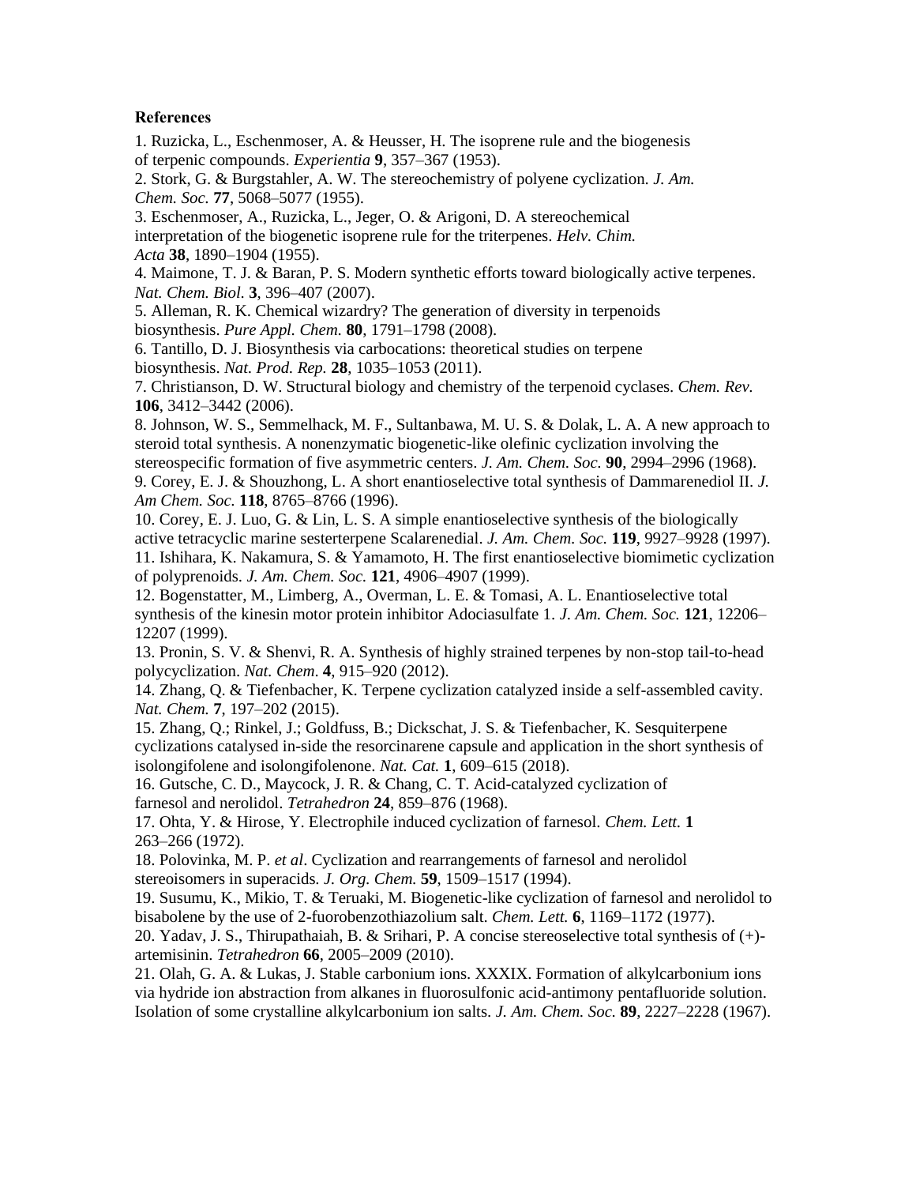**References**

1. Ruzicka, L., Eschenmoser, A. & Heusser, H. The isoprene rule and the biogenesis of terpenic compounds. *Experientia* **9**, 357–367 (1953).
2. Stork, G. & Burgstahler, A. W. The stereochemistry of polyene cyclization. *J. Am. Chem. Soc.* **77**, 5068–5077 (1955).
3. Eschenmoser, A., Ruzicka, L., Jeger, O. & Arigoni, D. A stereochemical interpretation of the biogenetic isoprene rule for the triterpenes. *Helv. Chim. Acta* **38**, 1890–1904 (1955).
4. Maimone, T. J. & Baran, P. S. Modern synthetic efforts toward biologically active terpenes. *Nat. Chem. Biol.* **3**, 396–407 (2007).
5. Alleman, R. K. Chemical wizardry? The generation of diversity in terpenoids biosynthesis. *Pure Appl. Chem.* **80**, 1791–1798 (2008).
6. Tantillo, D. J. Biosynthesis via carbocations: theoretical studies on terpene biosynthesis. *Nat. Prod. Rep.* **28**, 1035–1053 (2011).
7. Christianson, D. W. Structural biology and chemistry of the terpenoid cyclases. *Chem. Rev.* **106**, 3412–3442 (2006).
8. Johnson, W. S., Semmelhack, M. F., Sultanbawa, M. U. S. & Dolak, L. A. A new approach to steroid total synthesis. A nonenzymatic biogenetic-like olefinic cyclization involving the stereospecific formation of five asymmetric centers. *J. Am. Chem. Soc.* **90**, 2994–2996 (1968).
9. Corey, E. J. & Shouzhong, L. A short enantioselective total synthesis of Dammarenediol II. *J. Am Chem. Soc.* **118**, 8765–8766 (1996).
10. Corey, E. J. Luo, G. & Lin, L. S. A simple enantioselective synthesis of the biologically active tetracyclic marine sesterterpene Scalarenedial. *J. Am. Chem. Soc.* **119**, 9927–9928 (1997).
11. Ishihara, K. Nakamura, S. & Yamamoto, H. The first enantioselective biomimetic cyclization of polyprenoids. *J. Am. Chem. Soc.* **121**, 4906–4907 (1999).
12. Bogenstatter, M., Limberg, A., Overman, L. E. & Tomasi, A. L. Enantioselective total synthesis of the kinesin motor protein inhibitor Adociasulfate 1. *J. Am. Chem. Soc.* **121**, 12206–12207 (1999).
13. Pronin, S. V. & Shenvi, R. A. Synthesis of highly strained terpenes by non-stop tail-to-head polycyclization. *Nat. Chem*. **4**, 915–920 (2012).
14. Zhang, Q. & Tiefenbacher, K. Terpene cyclization catalyzed inside a self-assembled cavity. *Nat. Chem.* **7**, 197–202 (2015).
15. Zhang, Q.; Rinkel, J.; Goldfuss, B.; Dickschat, J. S. & Tiefenbacher, K. Sesquiterpene cyclizations catalysed in-side the resorcinarene capsule and application in the short synthesis of isolongifolene and isolongifolenone. *Nat. Cat.* **1**, 609–615 (2018).
16. Gutsche, C. D., Maycock, J. R. & Chang, C. T. Acid-catalyzed cyclization of farnesol and nerolidol. *Tetrahedron* **24**, 859–876 (1968).
17. Ohta, Y. & Hirose, Y. Electrophile induced cyclization of farnesol. *Chem. Lett.* **1** 263–266 (1972).
18. Polovinka, M. P. *et al*. Cyclization and rearrangements of farnesol and nerolidol stereoisomers in superacids. *J. Org. Chem.* **59**, 1509–1517 (1994).
19. Susumu, K., Mikio, T. & Teruaki, M. Biogenetic-like cyclization of farnesol and nerolidol to bisabolene by the use of 2-fuorobenzothiazolium salt. *Chem. Lett.* **6**, 1169–1172 (1977).
20. Yadav, J. S., Thirupathaiah, B. & Srihari, P. A concise stereoselective total synthesis of (+)-artemisinin. *Tetrahedron* **66**, 2005–2009 (2010).
21. Olah, G. A. & Lukas, J. Stable carbonium ions. XXXIX. Formation of alkylcarbonium ions via hydride ion abstraction from alkanes in fluorosulfonic acid-antimony pentafluoride solution. Isolation of some crystalline alkylcarbonium ion salts. *J. Am. Chem. Soc.* **89**, 2227–2228 (1967).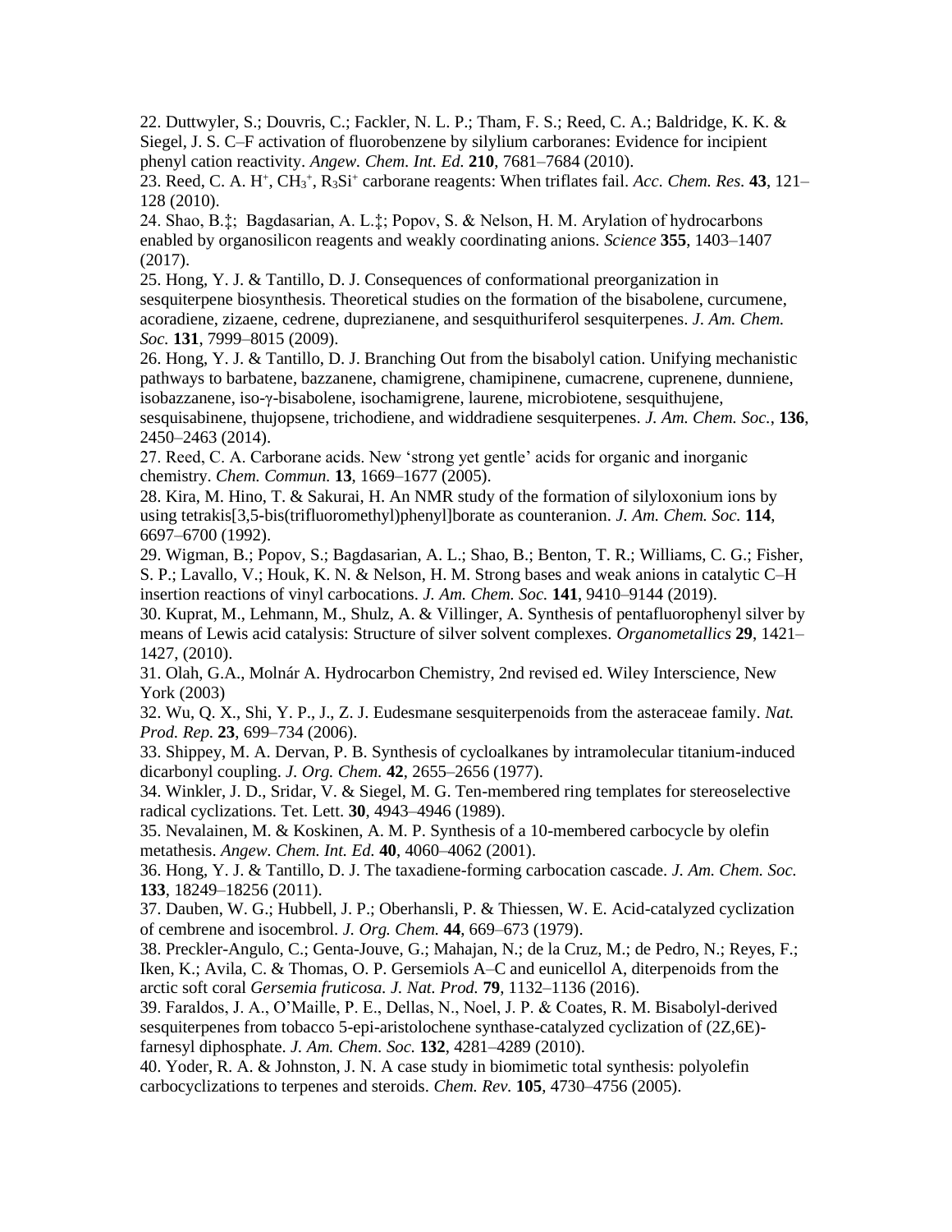22. Duttwyler, S.; Douvris, C.; Fackler, N. L. P.; Tham, F. S.; Reed, C. A.; Baldridge, K. K. & Siegel, J. S. C–F activation of fluorobenzene by silylium carboranes: Evidence for incipient phenyl cation reactivity. *Angew. Chem. Int. Ed.* **210**, 7681–7684 (2010).

23. Reed, C. A. $H^+$, $CH_3^+$, $R_3Si^+$ carborane reagents: When triflates fail. *Acc. Chem. Res.* **43**, 121–128 (2010).

24. Shao, B.‡; Bagdasarian, A. L.‡; Popov, S. & Nelson, H. M. Arylation of hydrocarbons enabled by organosilicon reagents and weakly coordinating anions. *Science* **355**, 1403–1407 (2017).

25. Hong, Y. J. & Tantillo, D. J. Consequences of conformational preorganization in sesquiterpene biosynthesis. Theoretical studies on the formation of the bisabolene, curcumene, acoradiene, zizaene, cedrene, duprezianene, and sesquithuriferol sesquiterpenes. *J. Am. Chem. Soc.* **131**, 7999–8015 (2009).

26. Hong, Y. J. & Tantillo, D. J. Branching Out from the bisabolyl cation. Unifying mechanistic pathways to barbatene, bazzanene, chamigrene, chamipinene, cumacrene, cuprenene, dunniene, isobazzanene, iso-γ-bisabolene, isochamigrene, laurene, microbiotene, sesquithujene, sesquisabinene, thujopsene, trichodiene, and widdradiene sesquiterpenes. *J. Am. Chem. Soc.*, **136**, 2450–2463 (2014).

27. Reed, C. A. Carborane acids. New 'strong yet gentle' acids for organic and inorganic chemistry. *Chem. Commun.* **13**, 1669–1677 (2005).

28. Kira, M. Hino, T. & Sakurai, H. An NMR study of the formation of silyloxonium ions by using tetrakis[3,5-bis(trifluoromethyl)phenyl]borate as counteranion. *J. Am. Chem. Soc.* **114**, 6697–6700 (1992).

29. Wigman, B.; Popov, S.; Bagdasarian, A. L.; Shao, B.; Benton, T. R.; Williams, C. G.; Fisher, S. P.; Lavallo, V.; Houk, K. N. & Nelson, H. M. Strong bases and weak anions in catalytic C–H insertion reactions of vinyl carbocations. *J. Am. Chem. Soc.* **141**, 9410–9144 (2019).

30. Kuprat, M., Lehmann, M., Shulz, A. & Villinger, A. Synthesis of pentafluorophenyl silver by means of Lewis acid catalysis: Structure of silver solvent complexes. *Organometallics* **29**, 1421–1427, (2010).

31. Olah, G.A., Molnár A. Hydrocarbon Chemistry, 2nd revised ed. Wiley Interscience, New York (2003)

32. Wu, Q. X., Shi, Y. P., J., Z. J. Eudesmane sesquiterpenoids from the asteraceae family. *Nat. Prod. Rep.* **23**, 699–734 (2006).

33. Shippey, M. A. Dervan, P. B. Synthesis of cycloalkanes by intramolecular titanium-induced dicarbonyl coupling. *J. Org. Chem.* **42**, 2655–2656 (1977).

34. Winkler, J. D., Sridar, V. & Siegel, M. G. Ten-membered ring templates for stereoselective radical cyclizations. Tet. Lett. **30**, 4943–4946 (1989).

35. Nevalainen, M. & Koskinen, A. M. P. Synthesis of a 10-membered carbocycle by olefin metathesis. *Angew. Chem. Int. Ed.* **40**, 4060–4062 (2001).

36. Hong, Y. J. & Tantillo, D. J. The taxadiene-forming carbocation cascade. *J. Am. Chem. Soc.* **133**, 18249–18256 (2011).

37. Dauben, W. G.; Hubbell, J. P.; Oberhansli, P. & Thiessen, W. E. Acid-catalyzed cyclization of cembrene and isocembrol. *J. Org. Chem.* **44**, 669–673 (1979).

38. Preckler-Angulo, C.; Genta-Jouve, G.; Mahajan, N.; de la Cruz, M.; de Pedro, N.; Reyes, F.; Iken, K.; Avila, C. & Thomas, O. P. Gersemiols A–C and eunicellol A, diterpenoids from the arctic soft coral *Gersemia fruticosa. J. Nat. Prod.* **79**, 1132–1136 (2016).

39. Faraldos, J. A., O'Maille, P. E., Dellas, N., Noel, J. P. & Coates, R. M. Bisabolyl-derived sesquiterpenes from tobacco 5-epi-aristolochene synthase-catalyzed cyclization of (2Z,6E)-farnesyl diphosphate. *J. Am. Chem. Soc.* **132**, 4281–4289 (2010).

40. Yoder, R. A. & Johnston, J. N. A case study in biomimetic total synthesis: polyolefin carbocyclizations to terpenes and steroids. *Chem. Rev.* **105**, 4730–4756 (2005).